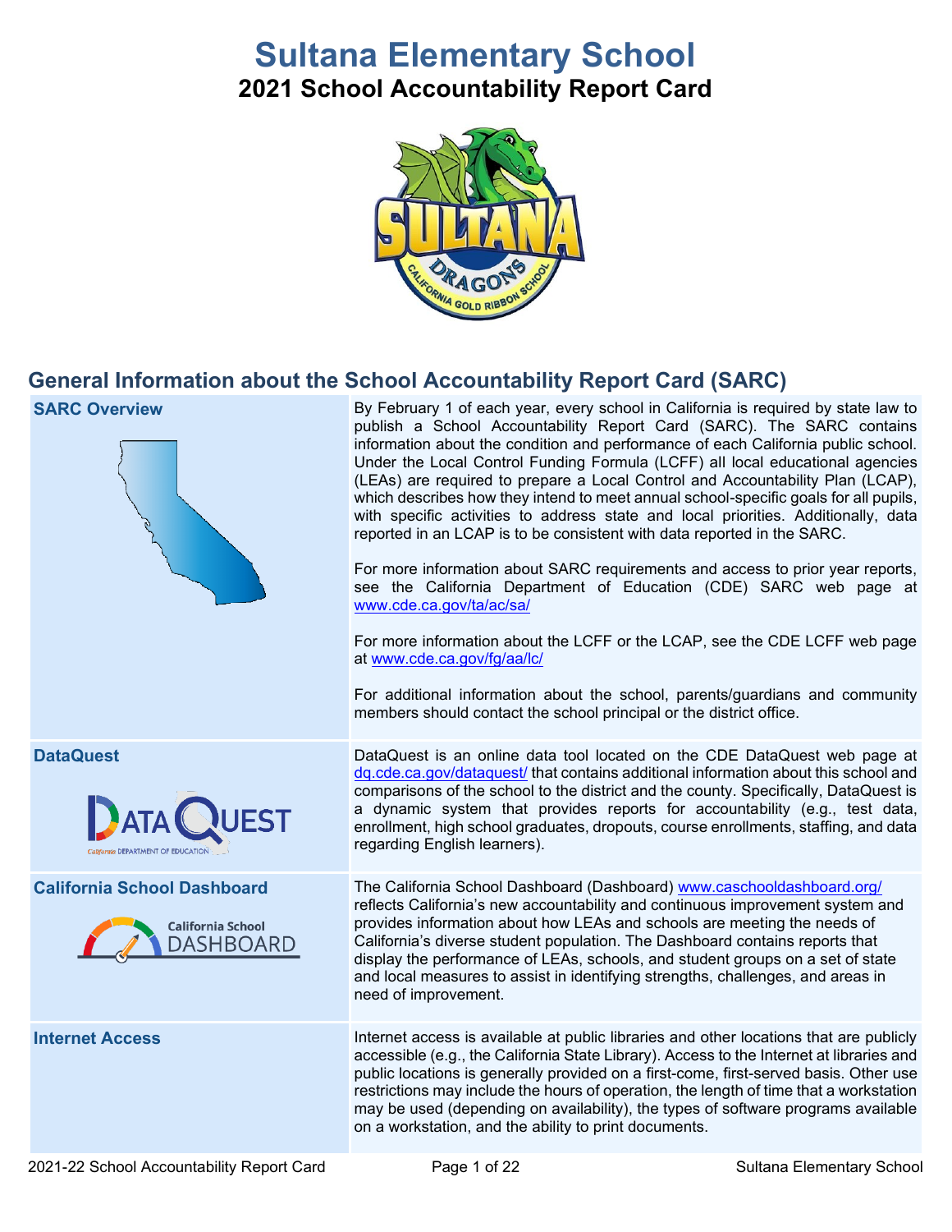# Sultana Elementary School

## 2021 School Accountability Report Card

## General Information about the School Accountability Report Card (SARC)

| | |
|---|---|
| **SARC Overview** | By February 1 of each year, every school in California is required by state law to publish a School Accountability Report Card (SARC). The SARC contains information about the condition and performance of each California public school. Under the Local Control Funding Formula (LCFF) all local educational agencies (LEAs) are required to prepare a Local Control and Accountability Plan (LCAP), which describes how they intend to meet annual school-specific goals for all pupils, with specific activities to address state and local priorities. Additionally, data reported in an LCAP is to be consistent with data reported in the SARC.<br><br>For more information about SARC requirements and access to prior year reports, see the California Department of Education (CDE) SARC web page at www.cde.ca.gov/ta/ac/sa/<br><br>For more information about the LCFF or the LCAP, see the CDE LCFF web page at www.cde.ca.gov/fg/aa/lc/<br><br>For additional information about the school, parents/guardians and community members should contact the school principal or the district office. |
| **DataQuest** | DataQuest is an online data tool located on the CDE DataQuest web page at dq.cde.ca.gov/dataquest/ that contains additional information about this school and comparisons of the school to the district and the county. Specifically, DataQuest is a dynamic system that provides reports for accountability (e.g., test data, enrollment, high school graduates, dropouts, course enrollments, staffing, and data regarding English learners). |
| **California School Dashboard** | The California School Dashboard (Dashboard) www.caschooldashboard.org/ reflects California's new accountability and continuous improvement system and provides information about how LEAs and schools are meeting the needs of California's diverse student population. The Dashboard contains reports that display the performance of LEAs, schools, and student groups on a set of state and local measures to assist in identifying strengths, challenges, and areas in need of improvement. |
| **Internet Access** | Internet access is available at public libraries and other locations that are publicly accessible (e.g., the California State Library). Access to the Internet at libraries and public locations is generally provided on a first-come, first-served basis. Other use restrictions may include the hours of operation, the length of time that a workstation may be used (depending on availability), the types of software programs available on a workstation, and the ability to print documents. |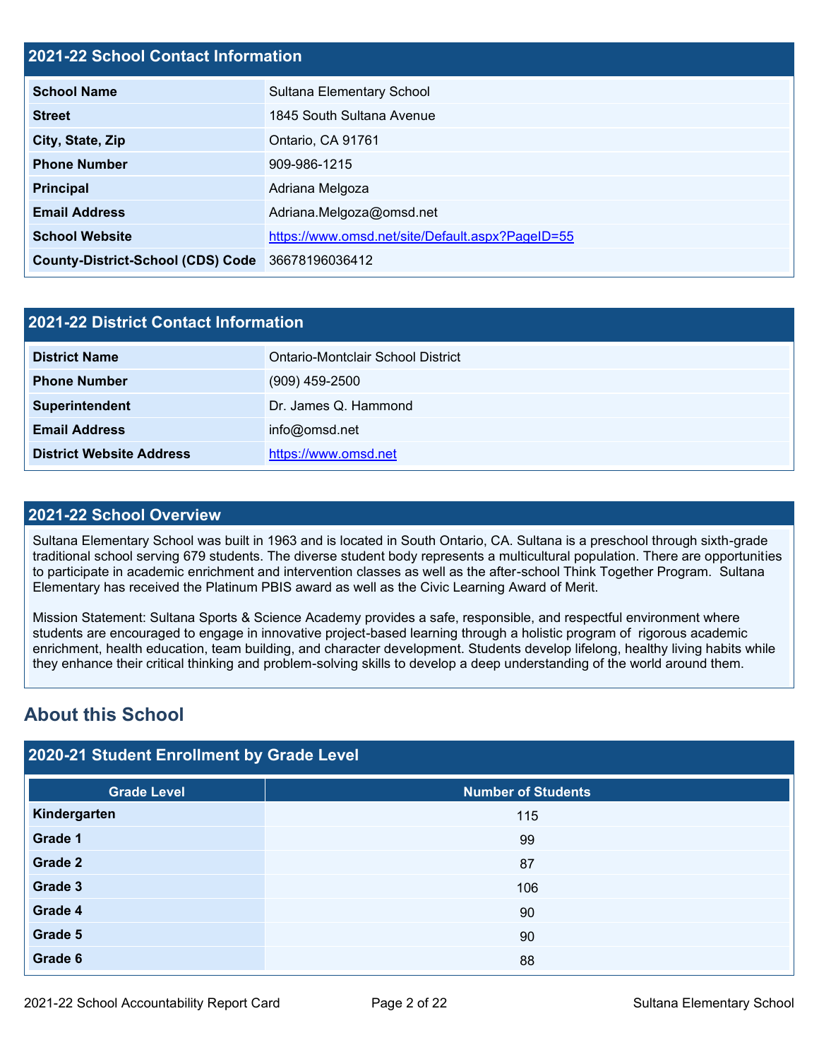## 2021-22 School Contact Information

| | |
|---|---|
| **School Name** | Sultana Elementary School |
| **Street** | 1845 South Sultana Avenue |
| **City, State, Zip** | Ontario, CA 91761 |
| **Phone Number** | 909-986-1215 |
| **Principal** | Adriana Melgoza |
| **Email Address** | Adriana.Melgoza@omsd.net |
| **School Website** | [https://www.omsd.net/site/Default.aspx?PageID=55](https://www.omsd.net/site/Default.aspx?PageID=55) |
| **County-District-School (CDS) Code** | 36678196036412 |

## 2021-22 District Contact Information

| | |
|---|---|
| **District Name** | Ontario-Montclair School District |
| **Phone Number** | (909) 459-2500 |
| **Superintendent** | Dr. James Q. Hammond |
| **Email Address** | info@omsd.net |
| **District Website Address** | [https://www.omsd.net](https://www.omsd.net) |

## 2021-22 School Overview

Sultana Elementary School was built in 1963 and is located in South Ontario, CA. Sultana is a preschool through sixth-grade traditional school serving 679 students. The diverse student body represents a multicultural population. There are opportunities to participate in academic enrichment and intervention classes as well as the after-school Think Together Program. Sultana Elementary has received the Platinum PBIS award as well as the Civic Learning Award of Merit.

Mission Statement: Sultana Sports & Science Academy provides a safe, responsible, and respectful environment where students are encouraged to engage in innovative project-based learning through a holistic program of rigorous academic enrichment, health education, team building, and character development. Students develop lifelong, healthy living habits while they enhance their critical thinking and problem-solving skills to develop a deep understanding of the world around them.

# About this School

## 2020-21 Student Enrollment by Grade Level

| Grade Level | Number of Students |
|---|---|
| **Kindergarten** | 115 |
| **Grade 1** | 99 |
| **Grade 2** | 87 |
| **Grade 3** | 106 |
| **Grade 4** | 90 |
| **Grade 5** | 90 |
| **Grade 6** | 88 |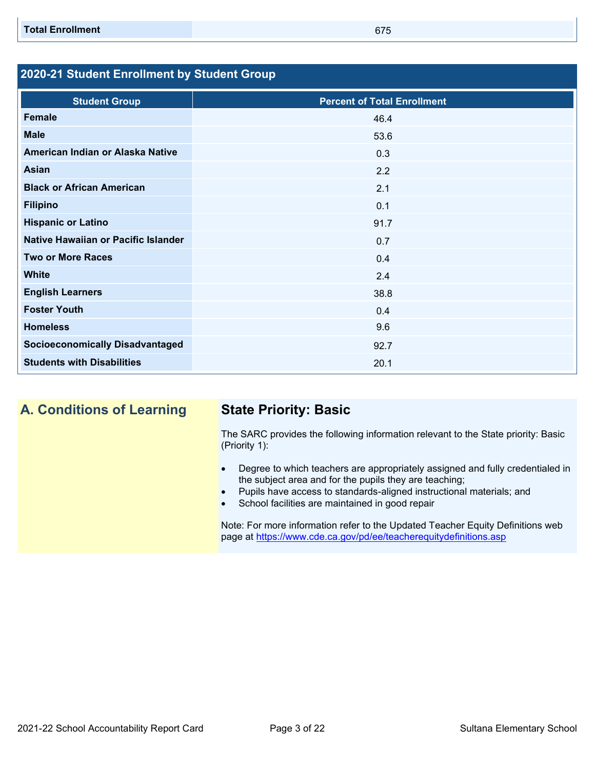| Total Enrollment | 675 |
|---|---|

## 2020-21 Student Enrollment by Student Group

| Student Group | Percent of Total Enrollment |
|---|---|
| Female | 46.4 |
| Male | 53.6 |
| American Indian or Alaska Native | 0.3 |
| Asian | 2.2 |
| Black or African American | 2.1 |
| Filipino | 0.1 |
| Hispanic or Latino | 91.7 |
| Native Hawaiian or Pacific Islander | 0.7 |
| Two or More Races | 0.4 |
| White | 2.4 |
| English Learners | 38.8 |
| Foster Youth | 0.4 |
| Homeless | 9.6 |
| Socioeconomically Disadvantaged | 92.7 |
| Students with Disabilities | 20.1 |

## A. Conditions of Learning

### State Priority: Basic

The SARC provides the following information relevant to the State priority: Basic (Priority 1):

- Degree to which teachers are appropriately assigned and fully credentialed in the subject area and for the pupils they are teaching;
- Pupils have access to standards-aligned instructional materials; and
- School facilities are maintained in good repair

Note: For more information refer to the Updated Teacher Equity Definitions web page at https://www.cde.ca.gov/pd/ee/teacherequitydefinitions.asp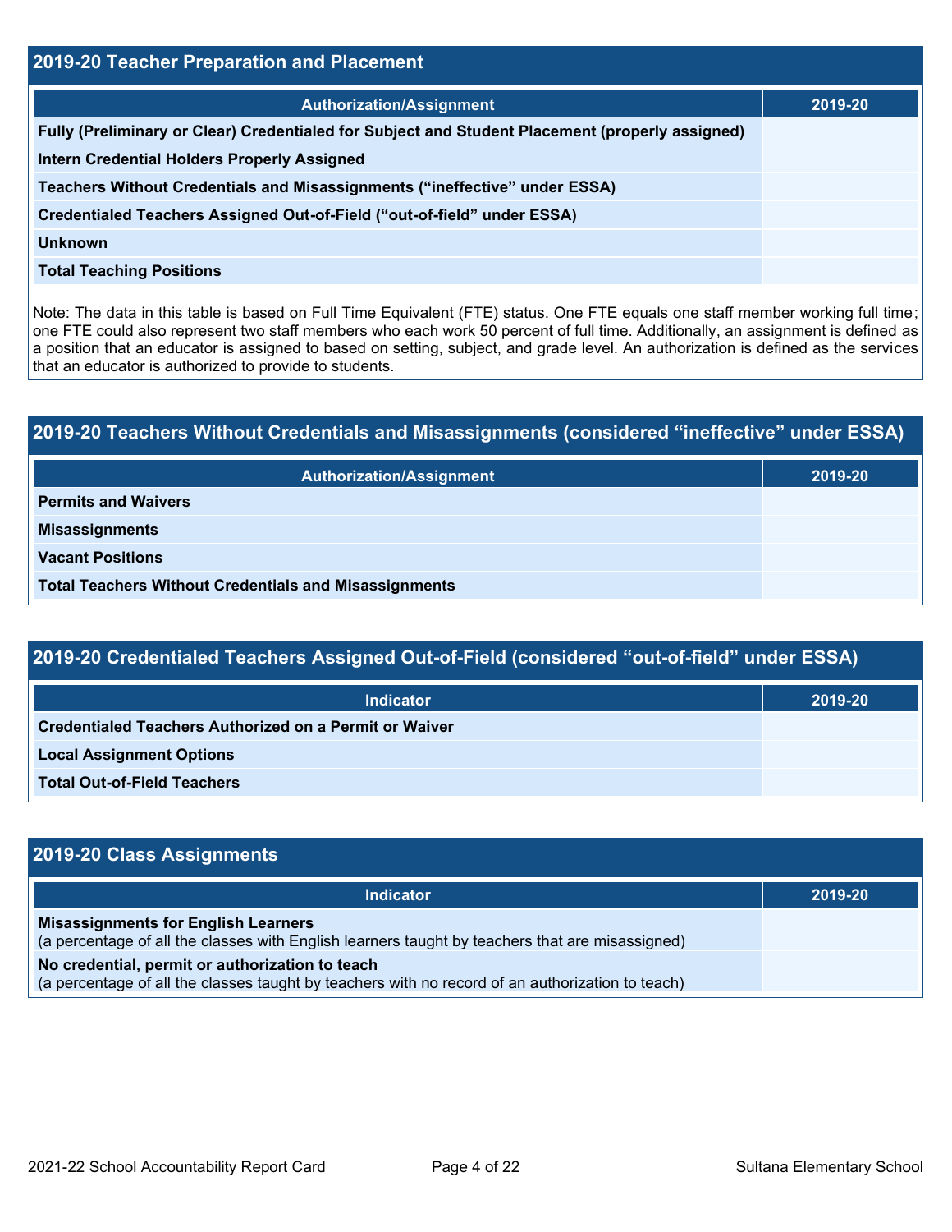## 2019-20 Teacher Preparation and Placement

| Authorization/Assignment | 2019-20 |
| --- | --- |
| Fully (Preliminary or Clear) Credentialed for Subject and Student Placement (properly assigned) | |
| Intern Credential Holders Properly Assigned | |
| Teachers Without Credentials and Misassignments (“ineffective” under ESSA) | |
| Credentialed Teachers Assigned Out-of-Field (“out-of-field” under ESSA) | |
| Unknown | |
| Total Teaching Positions | |

Note: The data in this table is based on Full Time Equivalent (FTE) status. One FTE equals one staff member working full time; one FTE could also represent two staff members who each work 50 percent of full time. Additionally, an assignment is defined as a position that an educator is assigned to based on setting, subject, and grade level. An authorization is defined as the services that an educator is authorized to provide to students.

## 2019-20 Teachers Without Credentials and Misassignments (considered “ineffective” under ESSA)

| Authorization/Assignment | 2019-20 |
| --- | --- |
| Permits and Waivers | |
| Misassignments | |
| Vacant Positions | |
| Total Teachers Without Credentials and Misassignments | |

## 2019-20 Credentialed Teachers Assigned Out-of-Field (considered “out-of-field” under ESSA)

| Indicator | 2019-20 |
| --- | --- |
| Credentialed Teachers Authorized on a Permit or Waiver | |
| Local Assignment Options | |
| Total Out-of-Field Teachers | |

## 2019-20 Class Assignments

| Indicator | 2019-20 |
| --- | --- |
| **Misassignments for English Learners** (a percentage of all the classes with English learners taught by teachers that are misassigned) | |
| **No credential, permit or authorization to teach** (a percentage of all the classes taught by teachers with no record of an authorization to teach) | |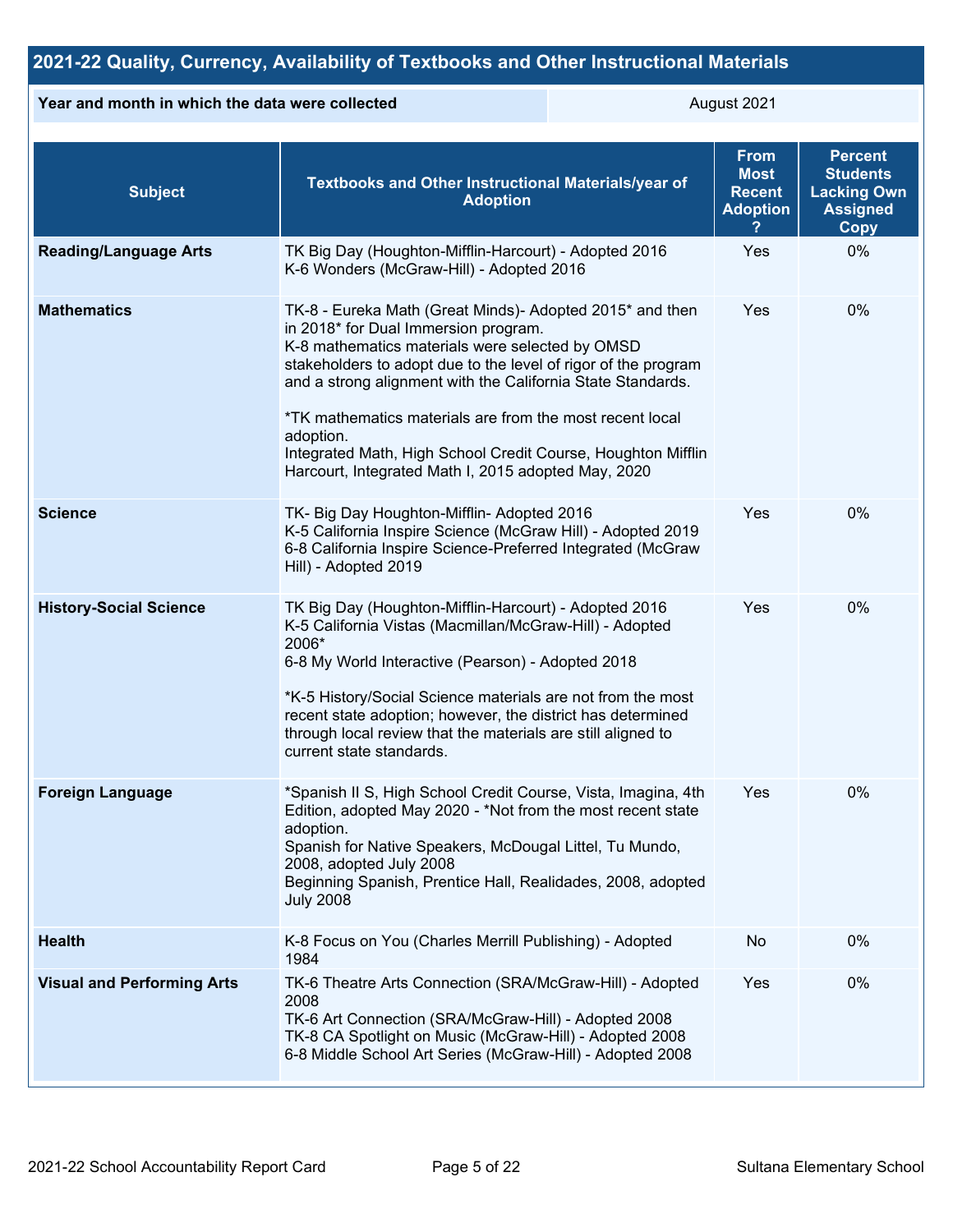## 2021-22 Quality, Currency, Availability of Textbooks and Other Instructional Materials

| Year and month in which the data were collected | August 2021 |
| --- | --- |

| Subject | Textbooks and Other Instructional Materials/year of Adoption | From Most Recent Adoption ? | Percent Students Lacking Own Assigned Copy |
| --- | --- | --- | --- |
| **Reading/Language Arts** | TK Big Day (Houghton-Mifflin-Harcourt) - Adopted 2016<br>K-6 Wonders (McGraw-Hill) - Adopted 2016 | Yes | 0% |
| **Mathematics** | TK-8 - Eureka Math (Great Minds)- Adopted 2015* and then in 2018* for Dual Immersion program.<br>K-8 mathematics materials were selected by OMSD stakeholders to adopt due to the level of rigor of the program and a strong alignment with the California State Standards.<br><br>*TK mathematics materials are from the most recent local adoption.<br>Integrated Math, High School Credit Course, Houghton Mifflin Harcourt, Integrated Math I, 2015 adopted May, 2020 | Yes | 0% |
| **Science** | TK- Big Day Houghton-Mifflin- Adopted 2016<br>K-5 California Inspire Science (McGraw Hill) - Adopted 2019<br>6-8 California Inspire Science-Preferred Integrated (McGraw Hill) - Adopted 2019 | Yes | 0% |
| **History-Social Science** | TK Big Day (Houghton-Mifflin-Harcourt) - Adopted 2016<br>K-5 California Vistas (Macmillan/McGraw-Hill) - Adopted 2006*<br>6-8 My World Interactive (Pearson) - Adopted 2018<br><br>*K-5 History/Social Science materials are not from the most recent state adoption; however, the district has determined through local review that the materials are still aligned to current state standards. | Yes | 0% |
| **Foreign Language** | *Spanish II S, High School Credit Course, Vista, Imagina, 4th Edition, adopted May 2020 - *Not from the most recent state adoption.<br>Spanish for Native Speakers, McDougal Littel, Tu Mundo, 2008, adopted July 2008<br>Beginning Spanish, Prentice Hall, Realidades, 2008, adopted July 2008 | Yes | 0% |
| **Health** | K-8 Focus on You (Charles Merrill Publishing) - Adopted 1984 | No | 0% |
| **Visual and Performing Arts** | TK-6 Theatre Arts Connection (SRA/McGraw-Hill) - Adopted 2008<br>TK-6 Art Connection (SRA/McGraw-Hill) - Adopted 2008<br>TK-8 CA Spotlight on Music (McGraw-Hill) - Adopted 2008<br>6-8 Middle School Art Series (McGraw-Hill) - Adopted 2008 | Yes | 0% |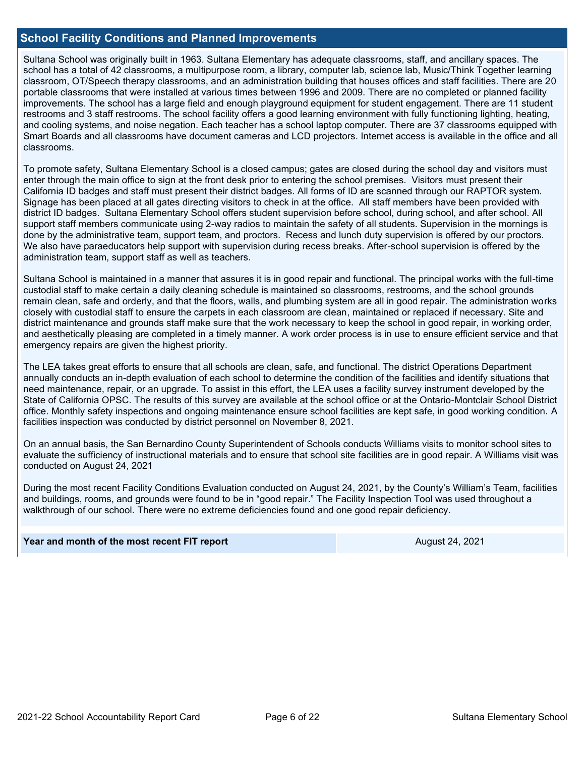## School Facility Conditions and Planned Improvements

Sultana School was originally built in 1963. Sultana Elementary has adequate classrooms, staff, and ancillary spaces. The school has a total of 42 classrooms, a multipurpose room, a library, computer lab, science lab, Music/Think Together learning classroom, OT/Speech therapy classrooms, and an administration building that houses offices and staff facilities. There are 20 portable classrooms that were installed at various times between 1996 and 2009. There are no completed or planned facility improvements. The school has a large field and enough playground equipment for student engagement. There are 11 student restrooms and 3 staff restrooms. The school facility offers a good learning environment with fully functioning lighting, heating, and cooling systems, and noise negation. Each teacher has a school laptop computer. There are 37 classrooms equipped with Smart Boards and all classrooms have document cameras and LCD projectors. Internet access is available in the office and all classrooms.

To promote safety, Sultana Elementary School is a closed campus; gates are closed during the school day and visitors must enter through the main office to sign at the front desk prior to entering the school premises. Visitors must present their California ID badges and staff must present their district badges. All forms of ID are scanned through our RAPTOR system. Signage has been placed at all gates directing visitors to check in at the office. All staff members have been provided with district ID badges. Sultana Elementary School offers student supervision before school, during school, and after school. All support staff members communicate using 2-way radios to maintain the safety of all students. Supervision in the mornings is done by the administrative team, support team, and proctors. Recess and lunch duty supervision is offered by our proctors. We also have paraeducators help support with supervision during recess breaks. After-school supervision is offered by the administration team, support staff as well as teachers.

Sultana School is maintained in a manner that assures it is in good repair and functional. The principal works with the full-time custodial staff to make certain a daily cleaning schedule is maintained so classrooms, restrooms, and the school grounds remain clean, safe and orderly, and that the floors, walls, and plumbing system are all in good repair. The administration works closely with custodial staff to ensure the carpets in each classroom are clean, maintained or replaced if necessary. Site and district maintenance and grounds staff make sure that the work necessary to keep the school in good repair, in working order, and aesthetically pleasing are completed in a timely manner. A work order process is in use to ensure efficient service and that emergency repairs are given the highest priority.

The LEA takes great efforts to ensure that all schools are clean, safe, and functional. The district Operations Department annually conducts an in-depth evaluation of each school to determine the condition of the facilities and identify situations that need maintenance, repair, or an upgrade. To assist in this effort, the LEA uses a facility survey instrument developed by the State of California OPSC. The results of this survey are available at the school office or at the Ontario-Montclair School District office. Monthly safety inspections and ongoing maintenance ensure school facilities are kept safe, in good working condition. A facilities inspection was conducted by district personnel on November 8, 2021.

On an annual basis, the San Bernardino County Superintendent of Schools conducts Williams visits to monitor school sites to evaluate the sufficiency of instructional materials and to ensure that school site facilities are in good repair. A Williams visit was conducted on August 24, 2021

During the most recent Facility Conditions Evaluation conducted on August 24, 2021, by the County's William's Team, facilities and buildings, rooms, and grounds were found to be in "good repair." The Facility Inspection Tool was used throughout a walkthrough of our school. There were no extreme deficiencies found and one good repair deficiency.

| Year and month of the most recent FIT report | August 24, 2021 |
|---|---|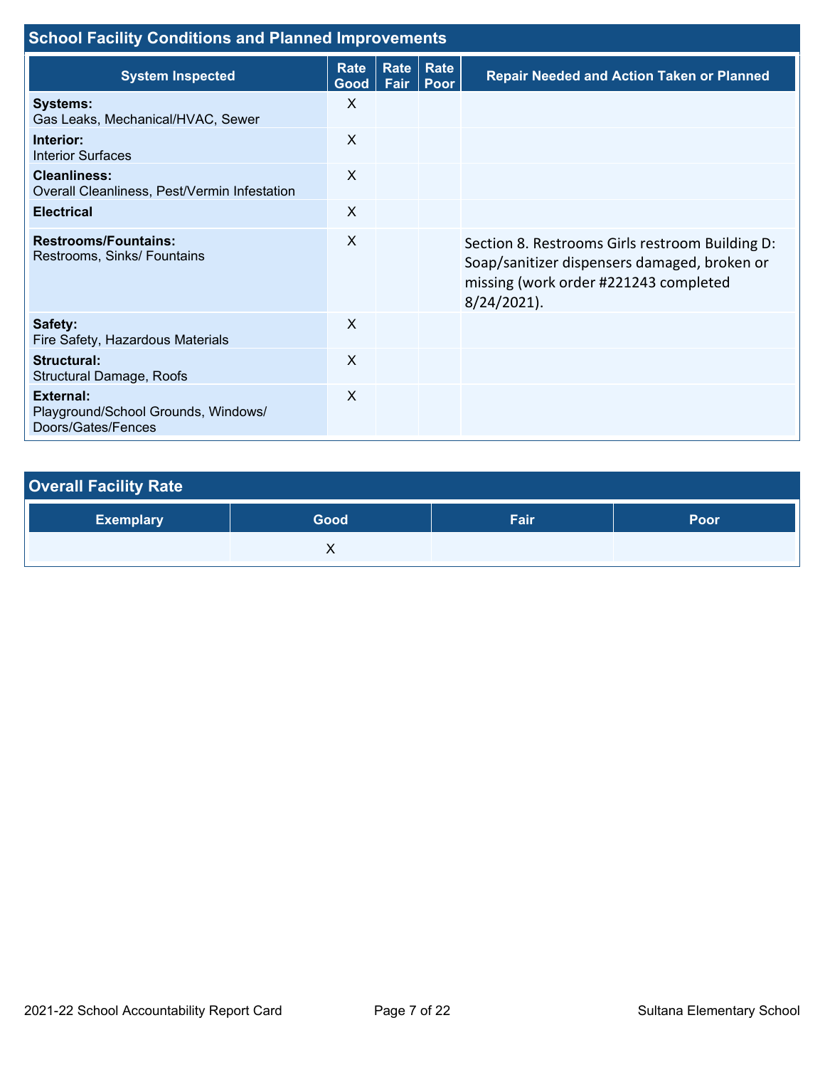## School Facility Conditions and Planned Improvements

| System Inspected | Rate Good | Rate Fair | Rate Poor | Repair Needed and Action Taken or Planned |
|---|---|---|---|---|
| **Systems:** Gas Leaks, Mechanical/HVAC, Sewer | X | | | |
| **Interior:** Interior Surfaces | X | | | |
| **Cleanliness:** Overall Cleanliness, Pest/Vermin Infestation | X | | | |
| **Electrical** | X | | | |
| **Restrooms/Fountains:** Restrooms, Sinks/ Fountains | X | | | Section 8. Restrooms Girls restroom Building D: Soap/sanitizer dispensers damaged, broken or missing (work order #221243 completed 8/24/2021). |
| **Safety:** Fire Safety, Hazardous Materials | X | | | |
| **Structural:** Structural Damage, Roofs | X | | | |
| **External:** Playground/School Grounds, Windows/ Doors/Gates/Fences | X | | | |

## Overall Facility Rate

| Exemplary | Good | Fair | Poor |
|---|---|---|---|
| | X | | |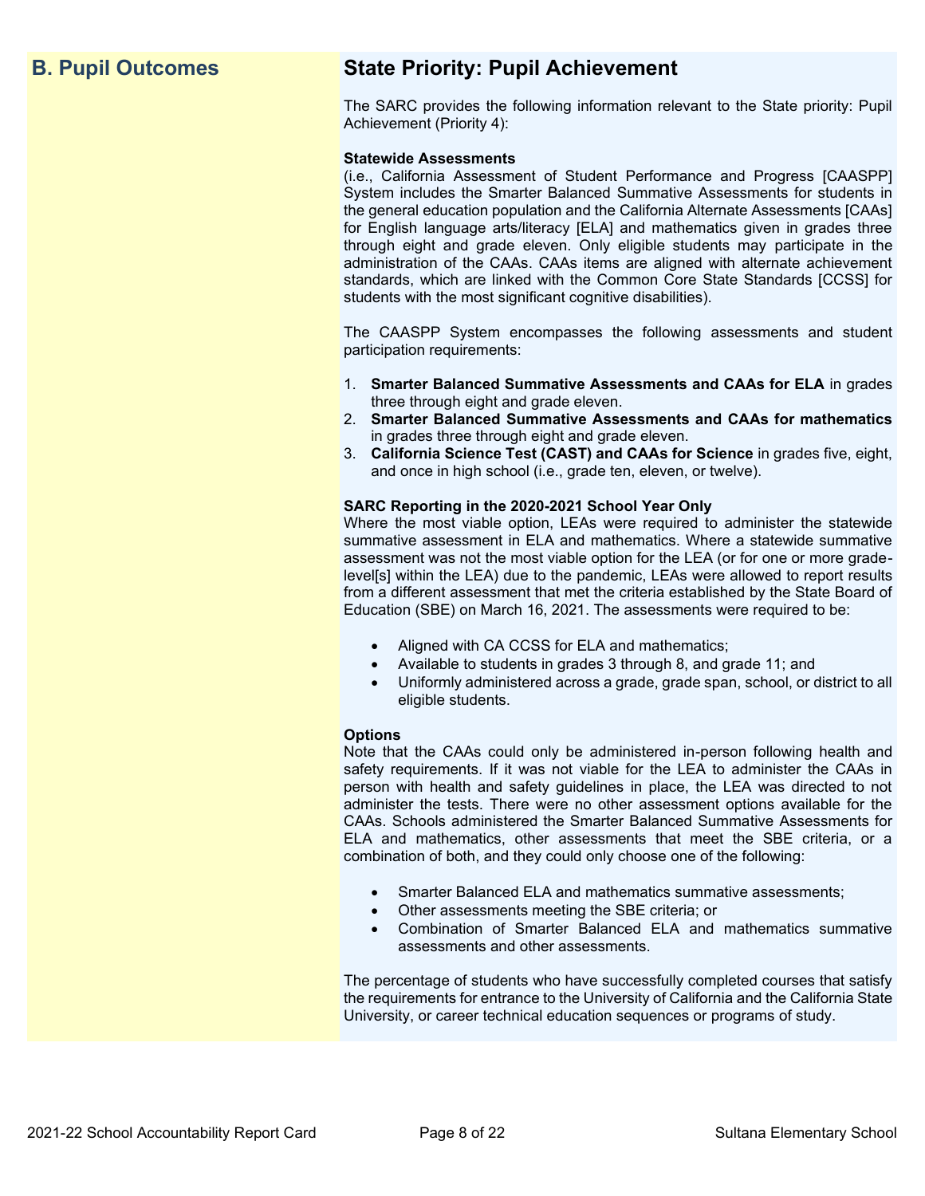## B. Pupil Outcomes

## State Priority: Pupil Achievement

The SARC provides the following information relevant to the State priority: Pupil Achievement (Priority 4):

**Statewide Assessments**
(i.e., California Assessment of Student Performance and Progress [CAASPP] System includes the Smarter Balanced Summative Assessments for students in the general education population and the California Alternate Assessments [CAAs] for English language arts/literacy [ELA] and mathematics given in grades three through eight and grade eleven. Only eligible students may participate in the administration of the CAAs. CAAs items are aligned with alternate achievement standards, which are linked with the Common Core State Standards [CCSS] for students with the most significant cognitive disabilities).

The CAASPP System encompasses the following assessments and student participation requirements:

1. **Smarter Balanced Summative Assessments and CAAs for ELA** in grades three through eight and grade eleven.
2. **Smarter Balanced Summative Assessments and CAAs for mathematics** in grades three through eight and grade eleven.
3. **California Science Test (CAST) and CAAs for Science** in grades five, eight, and once in high school (i.e., grade ten, eleven, or twelve).

**SARC Reporting in the 2020-2021 School Year Only**
Where the most viable option, LEAs were required to administer the statewide summative assessment in ELA and mathematics. Where a statewide summative assessment was not the most viable option for the LEA (or for one or more grade-level[s] within the LEA) due to the pandemic, LEAs were allowed to report results from a different assessment that met the criteria established by the State Board of Education (SBE) on March 16, 2021. The assessments were required to be:

- Aligned with CA CCSS for ELA and mathematics;
- Available to students in grades 3 through 8, and grade 11; and
- Uniformly administered across a grade, grade span, school, or district to all eligible students.

**Options**
Note that the CAAs could only be administered in-person following health and safety requirements. If it was not viable for the LEA to administer the CAAs in person with health and safety guidelines in place, the LEA was directed to not administer the tests. There were no other assessment options available for the CAAs. Schools administered the Smarter Balanced Summative Assessments for ELA and mathematics, other assessments that meet the SBE criteria, or a combination of both, and they could only choose one of the following:

- Smarter Balanced ELA and mathematics summative assessments;
- Other assessments meeting the SBE criteria; or
- Combination of Smarter Balanced ELA and mathematics summative assessments and other assessments.

The percentage of students who have successfully completed courses that satisfy the requirements for entrance to the University of California and the California State University, or career technical education sequences or programs of study.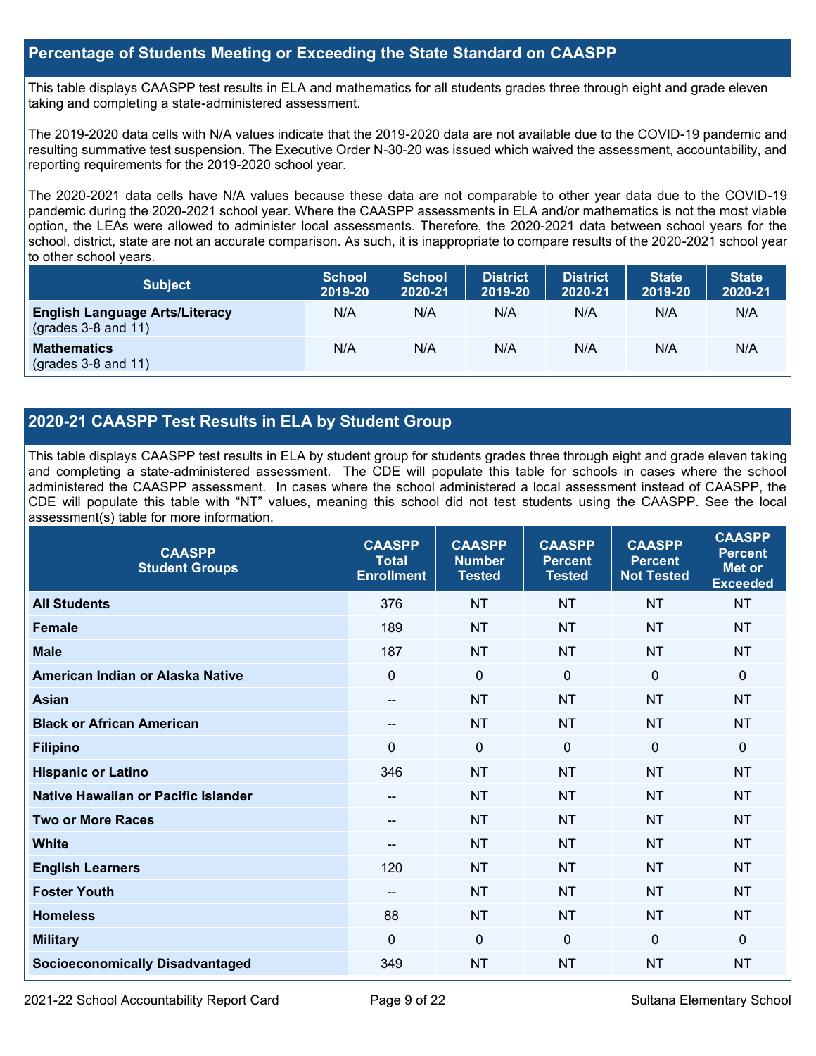## Percentage of Students Meeting or Exceeding the State Standard on CAASPP

This table displays CAASPP test results in ELA and mathematics for all students grades three through eight and grade eleven taking and completing a state-administered assessment.

The 2019-2020 data cells with N/A values indicate that the 2019-2020 data are not available due to the COVID-19 pandemic and resulting summative test suspension. The Executive Order N-30-20 was issued which waived the assessment, accountability, and reporting requirements for the 2019-2020 school year.

The 2020-2021 data cells have N/A values because these data are not comparable to other year data due to the COVID-19 pandemic during the 2020-2021 school year. Where the CAASPP assessments in ELA and/or mathematics is not the most viable option, the LEAs were allowed to administer local assessments. Therefore, the 2020-2021 data between school years for the school, district, state are not an accurate comparison. As such, it is inappropriate to compare results of the 2020-2021 school year to other school years.

| Subject | School 2019-20 | School 2020-21 | District 2019-20 | District 2020-21 | State 2019-20 | State 2020-21 |
|---|---|---|---|---|---|---|
| **English Language Arts/Literacy** (grades 3-8 and 11) | N/A | N/A | N/A | N/A | N/A | N/A |
| **Mathematics** (grades 3-8 and 11) | N/A | N/A | N/A | N/A | N/A | N/A |

## 2020-21 CAASPP Test Results in ELA by Student Group

This table displays CAASPP test results in ELA by student group for students grades three through eight and grade eleven taking and completing a state-administered assessment. The CDE will populate this table for schools in cases where the school administered the CAASPP assessment. In cases where the school administered a local assessment instead of CAASPP, the CDE will populate this table with "NT" values, meaning this school did not test students using the CAASPP. See the local assessment(s) table for more information.

| CAASPP Student Groups | CAASPP Total Enrollment | CAASPP Number Tested | CAASPP Percent Tested | CAASPP Percent Not Tested | CAASPP Percent Met or Exceeded |
|---|---|---|---|---|---|
| **All Students** | 376 | NT | NT | NT | NT |
| **Female** | 189 | NT | NT | NT | NT |
| **Male** | 187 | NT | NT | NT | NT |
| **American Indian or Alaska Native** | 0 | 0 | 0 | 0 | 0 |
| **Asian** | -- | NT | NT | NT | NT |
| **Black or African American** | -- | NT | NT | NT | NT |
| **Filipino** | 0 | 0 | 0 | 0 | 0 |
| **Hispanic or Latino** | 346 | NT | NT | NT | NT |
| **Native Hawaiian or Pacific Islander** | -- | NT | NT | NT | NT |
| **Two or More Races** | -- | NT | NT | NT | NT |
| **White** | -- | NT | NT | NT | NT |
| **English Learners** | 120 | NT | NT | NT | NT |
| **Foster Youth** | -- | NT | NT | NT | NT |
| **Homeless** | 88 | NT | NT | NT | NT |
| **Military** | 0 | 0 | 0 | 0 | 0 |
| **Socioeconomically Disadvantaged** | 349 | NT | NT | NT | NT |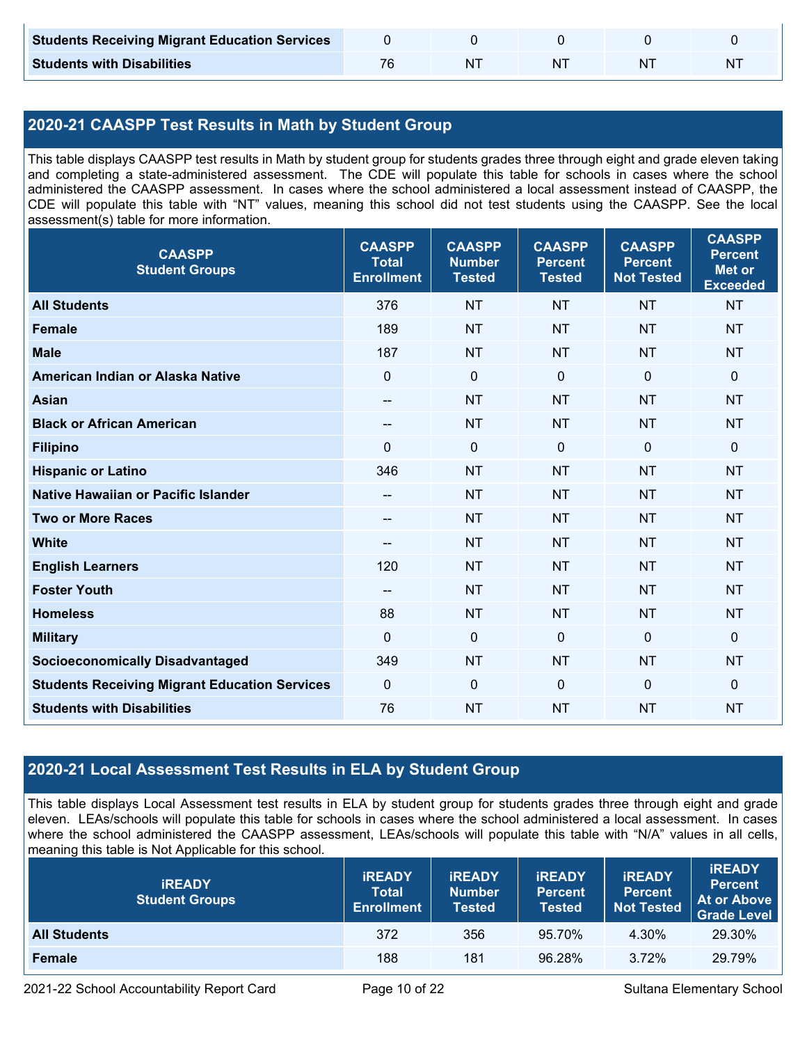| | | | | | |
|---|---|---|---|---|---|
| **Students Receiving Migrant Education Services** | 0 | 0 | 0 | 0 | 0 |
| **Students with Disabilities** | 76 | NT | NT | NT | NT |

## 2020-21 CAASPP Test Results in Math by Student Group

This table displays CAASPP test results in Math by student group for students grades three through eight and grade eleven taking and completing a state-administered assessment. The CDE will populate this table for schools in cases where the school administered the CAASPP assessment. In cases where the school administered a local assessment instead of CAASPP, the CDE will populate this table with "NT" values, meaning this school did not test students using the CAASPP. See the local assessment(s) table for more information.

| CAASPP Student Groups | CAASPP Total Enrollment | CAASPP Number Tested | CAASPP Percent Tested | CAASPP Percent Not Tested | CAASPP Percent Met or Exceeded |
|---|---|---|---|---|---|
| **All Students** | 376 | NT | NT | NT | NT |
| **Female** | 189 | NT | NT | NT | NT |
| **Male** | 187 | NT | NT | NT | NT |
| **American Indian or Alaska Native** | 0 | 0 | 0 | 0 | 0 |
| **Asian** | -- | NT | NT | NT | NT |
| **Black or African American** | -- | NT | NT | NT | NT |
| **Filipino** | 0 | 0 | 0 | 0 | 0 |
| **Hispanic or Latino** | 346 | NT | NT | NT | NT |
| **Native Hawaiian or Pacific Islander** | -- | NT | NT | NT | NT |
| **Two or More Races** | -- | NT | NT | NT | NT |
| **White** | -- | NT | NT | NT | NT |
| **English Learners** | 120 | NT | NT | NT | NT |
| **Foster Youth** | -- | NT | NT | NT | NT |
| **Homeless** | 88 | NT | NT | NT | NT |
| **Military** | 0 | 0 | 0 | 0 | 0 |
| **Socioeconomically Disadvantaged** | 349 | NT | NT | NT | NT |
| **Students Receiving Migrant Education Services** | 0 | 0 | 0 | 0 | 0 |
| **Students with Disabilities** | 76 | NT | NT | NT | NT |

## 2020-21 Local Assessment Test Results in ELA by Student Group

This table displays Local Assessment test results in ELA by student group for students grades three through eight and grade eleven. LEAs/schools will populate this table for schools in cases where the school administered a local assessment. In cases where the school administered the CAASPP assessment, LEAs/schools will populate this table with "N/A" values in all cells, meaning this table is Not Applicable for this school.

| iREADY Student Groups | iREADY Total Enrollment | iREADY Number Tested | iREADY Percent Tested | iREADY Percent Not Tested | iREADY Percent At or Above Grade Level |
|---|---|---|---|---|---|
| **All Students** | 372 | 356 | 95.70% | 4.30% | 29.30% |
| **Female** | 188 | 181 | 96.28% | 3.72% | 29.79% |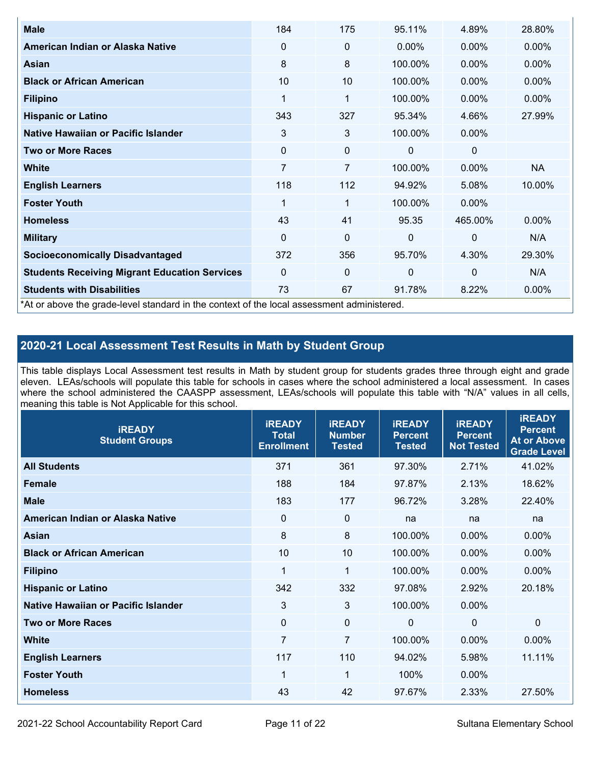| Male | 184 | 175 | 95.11% | 4.89% | 28.80% |
|---|---|---|---|---|---|
| American Indian or Alaska Native | 0 | 0 | 0.00% | 0.00% | 0.00% |
| Asian | 8 | 8 | 100.00% | 0.00% | 0.00% |
| Black or African American | 10 | 10 | 100.00% | 0.00% | 0.00% |
| Filipino | 1 | 1 | 100.00% | 0.00% | 0.00% |
| Hispanic or Latino | 343 | 327 | 95.34% | 4.66% | 27.99% |
| Native Hawaiian or Pacific Islander | 3 | 3 | 100.00% | 0.00% | |
| Two or More Races | 0 | 0 | 0 | 0 | |
| White | 7 | 7 | 100.00% | 0.00% | NA |
| English Learners | 118 | 112 | 94.92% | 5.08% | 10.00% |
| Foster Youth | 1 | 1 | 100.00% | 0.00% | |
| Homeless | 43 | 41 | 95.35 | 465.00% | 0.00% |
| Military | 0 | 0 | 0 | 0 | N/A |
| Socioeconomically Disadvantaged | 372 | 356 | 95.70% | 4.30% | 29.30% |
| Students Receiving Migrant Education Services | 0 | 0 | 0 | 0 | N/A |
| Students with Disabilities | 73 | 67 | 91.78% | 8.22% | 0.00% |

*At or above the grade-level standard in the context of the local assessment administered.

## 2020-21 Local Assessment Test Results in Math by Student Group

This table displays Local Assessment test results in Math by student group for students grades three through eight and grade eleven. LEAs/schools will populate this table for schools in cases where the school administered a local assessment. In cases where the school administered the CAASPP assessment, LEAs/schools will populate this table with "N/A" values in all cells, meaning this table is Not Applicable for this school.

| iREADY Student Groups | iREADY Total Enrollment | iREADY Number Tested | iREADY Percent Tested | iREADY Percent Not Tested | iREADY Percent At or Above Grade Level |
|---|---|---|---|---|---|
| All Students | 371 | 361 | 97.30% | 2.71% | 41.02% |
| Female | 188 | 184 | 97.87% | 2.13% | 18.62% |
| Male | 183 | 177 | 96.72% | 3.28% | 22.40% |
| American Indian or Alaska Native | 0 | 0 | na | na | na |
| Asian | 8 | 8 | 100.00% | 0.00% | 0.00% |
| Black or African American | 10 | 10 | 100.00% | 0.00% | 0.00% |
| Filipino | 1 | 1 | 100.00% | 0.00% | 0.00% |
| Hispanic or Latino | 342 | 332 | 97.08% | 2.92% | 20.18% |
| Native Hawaiian or Pacific Islander | 3 | 3 | 100.00% | 0.00% | |
| Two or More Races | 0 | 0 | 0 | 0 | 0 |
| White | 7 | 7 | 100.00% | 0.00% | 0.00% |
| English Learners | 117 | 110 | 94.02% | 5.98% | 11.11% |
| Foster Youth | 1 | 1 | 100% | 0.00% | |
| Homeless | 43 | 42 | 97.67% | 2.33% | 27.50% |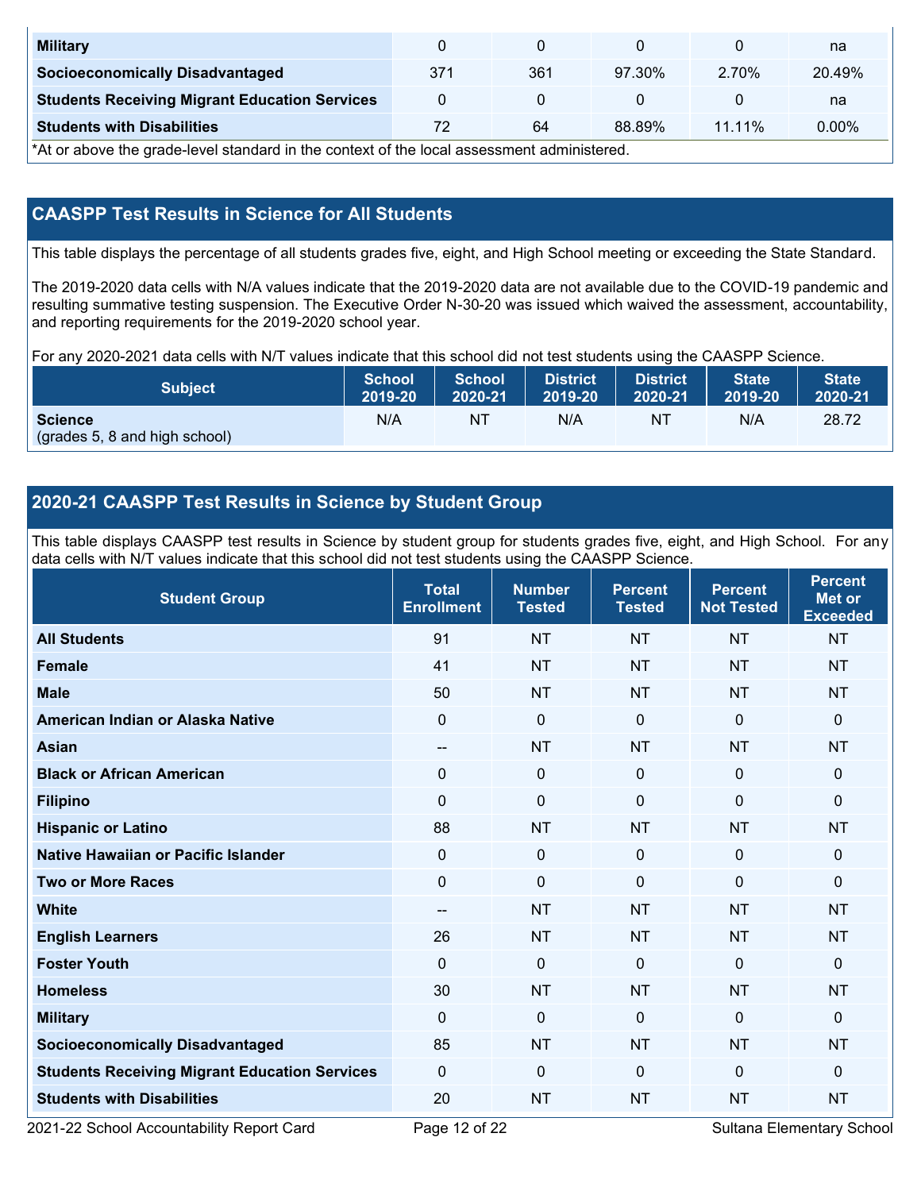| | | | | | |
|---|---|---|---|---|---|
| **Military** | 0 | 0 | 0 | 0 | na |
| **Socioeconomically Disadvantaged** | 371 | 361 | 97.30% | 2.70% | 20.49% |
| **Students Receiving Migrant Education Services** | 0 | 0 | 0 | 0 | na |
| **Students with Disabilities** | 72 | 64 | 88.89% | 11.11% | 0.00% |

*At or above the grade-level standard in the context of the local assessment administered.

## CAASPP Test Results in Science for All Students

This table displays the percentage of all students grades five, eight, and High School meeting or exceeding the State Standard.

The 2019-2020 data cells with N/A values indicate that the 2019-2020 data are not available due to the COVID-19 pandemic and resulting summative testing suspension. The Executive Order N-30-20 was issued which waived the assessment, accountability, and reporting requirements for the 2019-2020 school year.

For any 2020-2021 data cells with N/T values indicate that this school did not test students using the CAASPP Science.

| Subject | School 2019-20 | School 2020-21 | District 2019-20 | District 2020-21 | State 2019-20 | State 2020-21 |
|---|---|---|---|---|---|---|
| **Science** (grades 5, 8 and high school) | N/A | NT | N/A | NT | N/A | 28.72 |

## 2020-21 CAASPP Test Results in Science by Student Group

This table displays CAASPP test results in Science by student group for students grades five, eight, and High School. For any data cells with N/T values indicate that this school did not test students using the CAASPP Science.

| Student Group | Total Enrollment | Number Tested | Percent Tested | Percent Not Tested | Percent Met or Exceeded |
|---|---|---|---|---|---|
| **All Students** | 91 | NT | NT | NT | NT |
| **Female** | 41 | NT | NT | NT | NT |
| **Male** | 50 | NT | NT | NT | NT |
| **American Indian or Alaska Native** | 0 | 0 | 0 | 0 | 0 |
| **Asian** | -- | NT | NT | NT | NT |
| **Black or African American** | 0 | 0 | 0 | 0 | 0 |
| **Filipino** | 0 | 0 | 0 | 0 | 0 |
| **Hispanic or Latino** | 88 | NT | NT | NT | NT |
| **Native Hawaiian or Pacific Islander** | 0 | 0 | 0 | 0 | 0 |
| **Two or More Races** | 0 | 0 | 0 | 0 | 0 |
| **White** | -- | NT | NT | NT | NT |
| **English Learners** | 26 | NT | NT | NT | NT |
| **Foster Youth** | 0 | 0 | 0 | 0 | 0 |
| **Homeless** | 30 | NT | NT | NT | NT |
| **Military** | 0 | 0 | 0 | 0 | 0 |
| **Socioeconomically Disadvantaged** | 85 | NT | NT | NT | NT |
| **Students Receiving Migrant Education Services** | 0 | 0 | 0 | 0 | 0 |
| **Students with Disabilities** | 20 | NT | NT | NT | NT |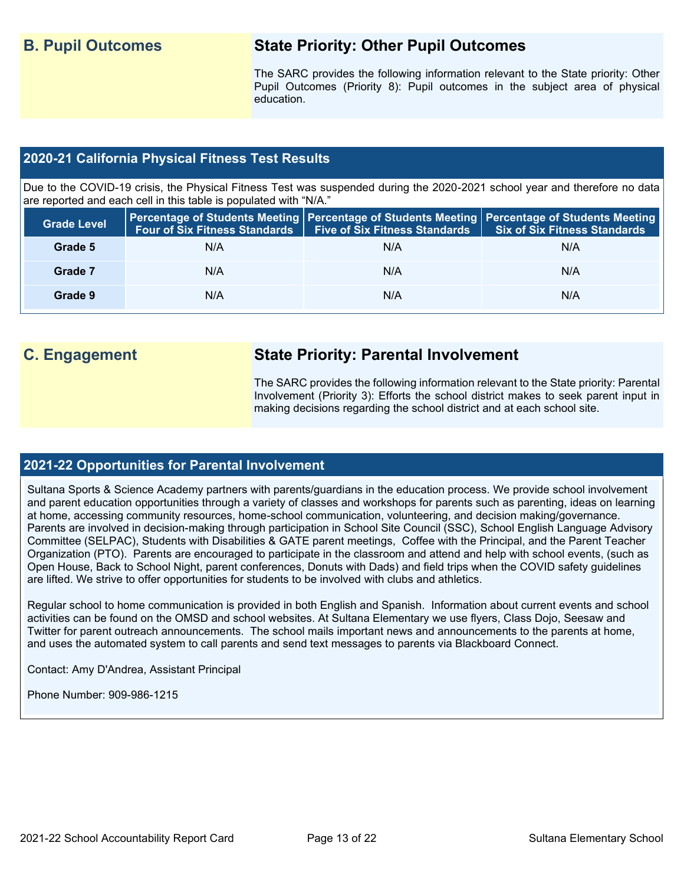## B. Pupil Outcomes

### State Priority: Other Pupil Outcomes

The SARC provides the following information relevant to the State priority: Other Pupil Outcomes (Priority 8): Pupil outcomes in the subject area of physical education.

### 2020-21 California Physical Fitness Test Results

Due to the COVID-19 crisis, the Physical Fitness Test was suspended during the 2020-2021 school year and therefore no data are reported and each cell in this table is populated with "N/A."

| Grade Level | Percentage of Students Meeting Four of Six Fitness Standards | Percentage of Students Meeting Five of Six Fitness Standards | Percentage of Students Meeting Six of Six Fitness Standards |
|---|---|---|---|
| Grade 5 | N/A | N/A | N/A |
| Grade 7 | N/A | N/A | N/A |
| Grade 9 | N/A | N/A | N/A |

## C. Engagement

### State Priority: Parental Involvement

The SARC provides the following information relevant to the State priority: Parental Involvement (Priority 3): Efforts the school district makes to seek parent input in making decisions regarding the school district and at each school site.

### 2021-22 Opportunities for Parental Involvement

Sultana Sports & Science Academy partners with parents/guardians in the education process. We provide school involvement and parent education opportunities through a variety of classes and workshops for parents such as parenting, ideas on learning at home, accessing community resources, home-school communication, volunteering, and decision making/governance. Parents are involved in decision-making through participation in School Site Council (SSC), School English Language Advisory Committee (SELPAC), Students with Disabilities & GATE parent meetings, Coffee with the Principal, and the Parent Teacher Organization (PTO). Parents are encouraged to participate in the classroom and attend and help with school events, (such as Open House, Back to School Night, parent conferences, Donuts with Dads) and field trips when the COVID safety guidelines are lifted. We strive to offer opportunities for students to be involved with clubs and athletics.

Regular school to home communication is provided in both English and Spanish. Information about current events and school activities can be found on the OMSD and school websites. At Sultana Elementary we use flyers, Class Dojo, Seesaw and Twitter for parent outreach announcements. The school mails important news and announcements to the parents at home, and uses the automated system to call parents and send text messages to parents via Blackboard Connect.

Contact: Amy D'Andrea, Assistant Principal

Phone Number: 909-986-1215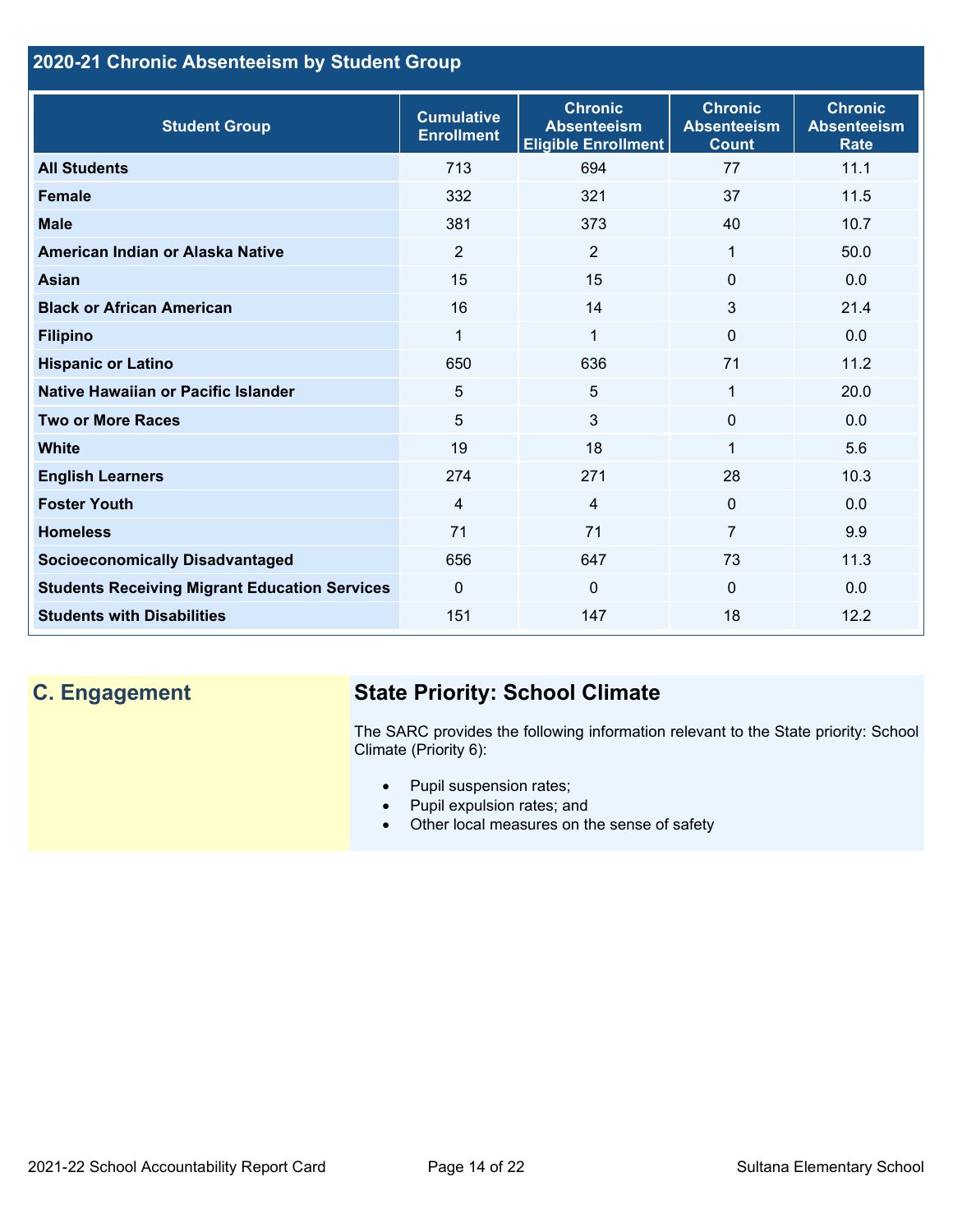## 2020-21 Chronic Absenteeism by Student Group

| Student Group | Cumulative Enrollment | Chronic Absenteeism Eligible Enrollment | Chronic Absenteeism Count | Chronic Absenteeism Rate |
|---|---|---|---|---|
| **All Students** | 713 | 694 | 77 | 11.1 |
| **Female** | 332 | 321 | 37 | 11.5 |
| **Male** | 381 | 373 | 40 | 10.7 |
| **American Indian or Alaska Native** | 2 | 2 | 1 | 50.0 |
| **Asian** | 15 | 15 | 0 | 0.0 |
| **Black or African American** | 16 | 14 | 3 | 21.4 |
| **Filipino** | 1 | 1 | 0 | 0.0 |
| **Hispanic or Latino** | 650 | 636 | 71 | 11.2 |
| **Native Hawaiian or Pacific Islander** | 5 | 5 | 1 | 20.0 |
| **Two or More Races** | 5 | 3 | 0 | 0.0 |
| **White** | 19 | 18 | 1 | 5.6 |
| **English Learners** | 274 | 271 | 28 | 10.3 |
| **Foster Youth** | 4 | 4 | 0 | 0.0 |
| **Homeless** | 71 | 71 | 7 | 9.9 |
| **Socioeconomically Disadvantaged** | 656 | 647 | 73 | 11.3 |
| **Students Receiving Migrant Education Services** | 0 | 0 | 0 | 0.0 |
| **Students with Disabilities** | 151 | 147 | 18 | 12.2 |

## C. Engagement

### State Priority: School Climate

The SARC provides the following information relevant to the State priority: School Climate (Priority 6):

- Pupil suspension rates;
- Pupil expulsion rates; and
- Other local measures on the sense of safety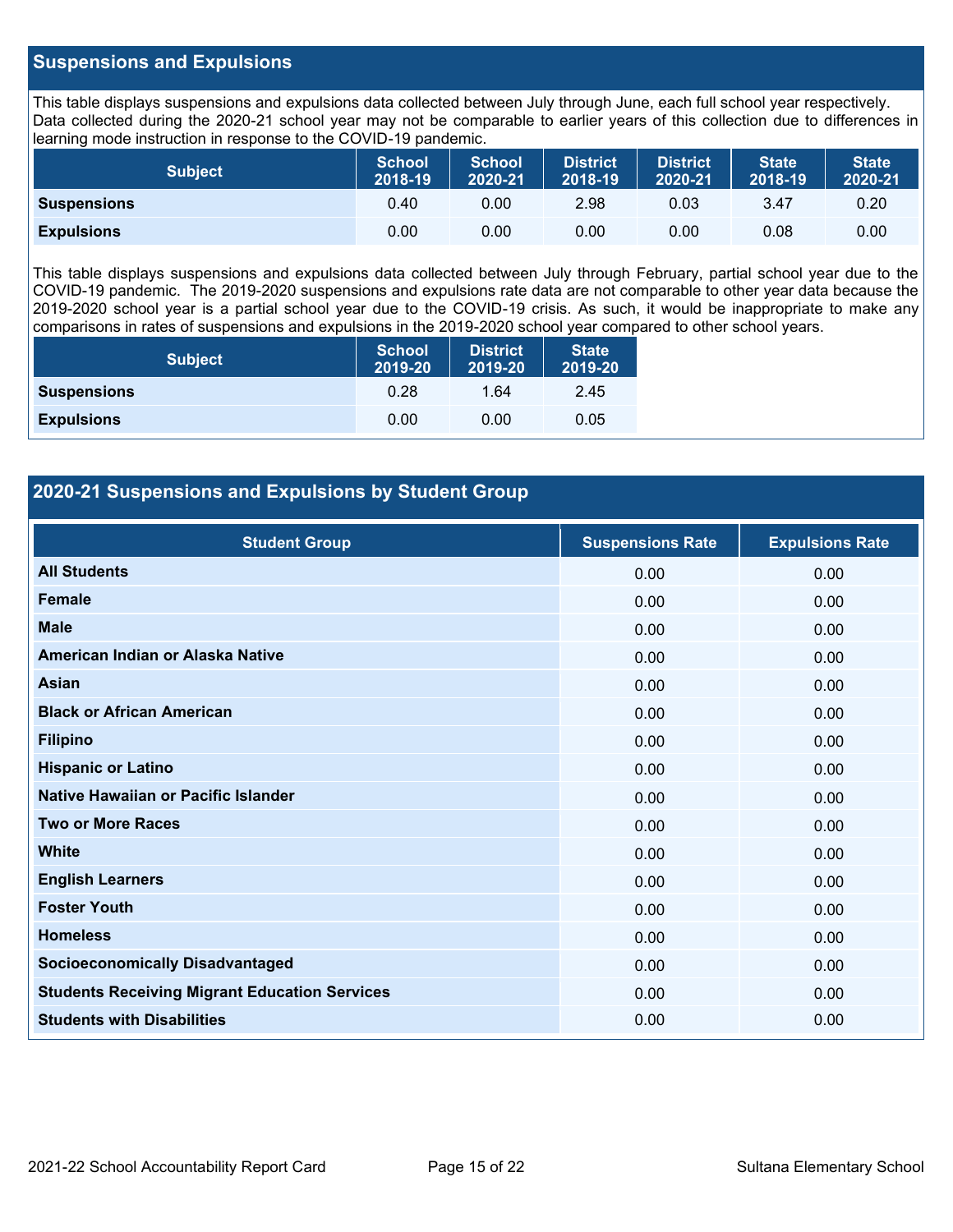## Suspensions and Expulsions

This table displays suspensions and expulsions data collected between July through June, each full school year respectively. Data collected during the 2020-21 school year may not be comparable to earlier years of this collection due to differences in learning mode instruction in response to the COVID-19 pandemic.

| Subject | School 2018-19 | School 2020-21 | District 2018-19 | District 2020-21 | State 2018-19 | State 2020-21 |
|---|---|---|---|---|---|---|
| **Suspensions** | 0.40 | 0.00 | 2.98 | 0.03 | 3.47 | 0.20 |
| **Expulsions** | 0.00 | 0.00 | 0.00 | 0.00 | 0.08 | 0.00 |

This table displays suspensions and expulsions data collected between July through February, partial school year due to the COVID-19 pandemic. The 2019-2020 suspensions and expulsions rate data are not comparable to other year data because the 2019-2020 school year is a partial school year due to the COVID-19 crisis. As such, it would be inappropriate to make any comparisons in rates of suspensions and expulsions in the 2019-2020 school year compared to other school years.

| Subject | School 2019-20 | District 2019-20 | State 2019-20 |
|---|---|---|---|
| **Suspensions** | 0.28 | 1.64 | 2.45 |
| **Expulsions** | 0.00 | 0.00 | 0.05 |

## 2020-21 Suspensions and Expulsions by Student Group

| Student Group | Suspensions Rate | Expulsions Rate |
|---|---|---|
| **All Students** | 0.00 | 0.00 |
| **Female** | 0.00 | 0.00 |
| **Male** | 0.00 | 0.00 |
| **American Indian or Alaska Native** | 0.00 | 0.00 |
| **Asian** | 0.00 | 0.00 |
| **Black or African American** | 0.00 | 0.00 |
| **Filipino** | 0.00 | 0.00 |
| **Hispanic or Latino** | 0.00 | 0.00 |
| **Native Hawaiian or Pacific Islander** | 0.00 | 0.00 |
| **Two or More Races** | 0.00 | 0.00 |
| **White** | 0.00 | 0.00 |
| **English Learners** | 0.00 | 0.00 |
| **Foster Youth** | 0.00 | 0.00 |
| **Homeless** | 0.00 | 0.00 |
| **Socioeconomically Disadvantaged** | 0.00 | 0.00 |
| **Students Receiving Migrant Education Services** | 0.00 | 0.00 |
| **Students with Disabilities** | 0.00 | 0.00 |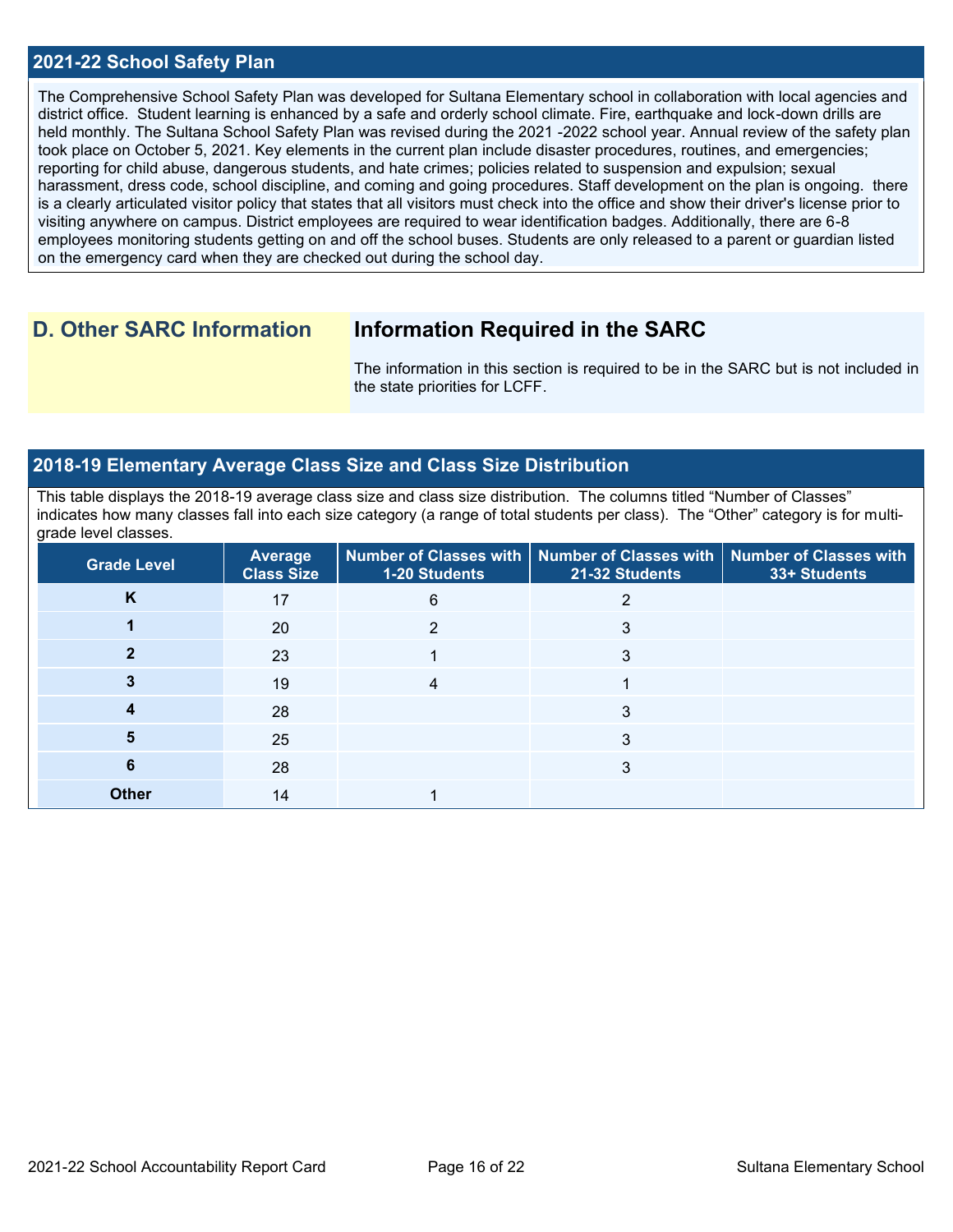## 2021-22 School Safety Plan

The Comprehensive School Safety Plan was developed for Sultana Elementary school in collaboration with local agencies and district office. Student learning is enhanced by a safe and orderly school climate. Fire, earthquake and lock-down drills are held monthly. The Sultana School Safety Plan was revised during the 2021 -2022 school year. Annual review of the safety plan took place on October 5, 2021. Key elements in the current plan include disaster procedures, routines, and emergencies; reporting for child abuse, dangerous students, and hate crimes; policies related to suspension and expulsion; sexual harassment, dress code, school discipline, and coming and going procedures. Staff development on the plan is ongoing. there is a clearly articulated visitor policy that states that all visitors must check into the office and show their driver's license prior to visiting anywhere on campus. District employees are required to wear identification badges. Additionally, there are 6-8 employees monitoring students getting on and off the school buses. Students are only released to a parent or guardian listed on the emergency card when they are checked out during the school day.

## D. Other SARC Information

### Information Required in the SARC

The information in this section is required to be in the SARC but is not included in the state priorities for LCFF.

## 2018-19 Elementary Average Class Size and Class Size Distribution

This table displays the 2018-19 average class size and class size distribution. The columns titled "Number of Classes" indicates how many classes fall into each size category (a range of total students per class). The "Other" category is for multi-grade level classes.

| Grade Level | Average Class Size | Number of Classes with 1-20 Students | Number of Classes with 21-32 Students | Number of Classes with 33+ Students |
|---|---|---|---|---|
| K | 17 | 6 | 2 | |
| 1 | 20 | 2 | 3 | |
| 2 | 23 | 1 | 3 | |
| 3 | 19 | 4 | 1 | |
| 4 | 28 | | 3 | |
| 5 | 25 | | 3 | |
| 6 | 28 | | 3 | |
| Other | 14 | 1 | | |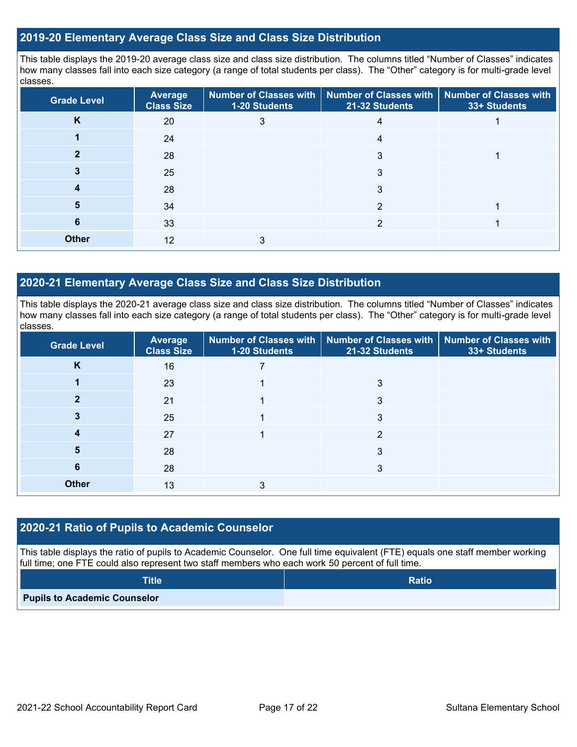## 2019-20 Elementary Average Class Size and Class Size Distribution

This table displays the 2019-20 average class size and class size distribution. The columns titled "Number of Classes" indicates how many classes fall into each size category (a range of total students per class). The "Other" category is for multi-grade level classes.

| Grade Level | Average Class Size | Number of Classes with 1-20 Students | Number of Classes with 21-32 Students | Number of Classes with 33+ Students |
|---|---|---|---|---|
| K | 20 | 3 | 4 | 1 |
| 1 | 24 | | 4 | |
| 2 | 28 | | 3 | 1 |
| 3 | 25 | | 3 | |
| 4 | 28 | | 3 | |
| 5 | 34 | | 2 | 1 |
| 6 | 33 | | 2 | 1 |
| Other | 12 | 3 | | |

## 2020-21 Elementary Average Class Size and Class Size Distribution

This table displays the 2020-21 average class size and class size distribution. The columns titled "Number of Classes" indicates how many classes fall into each size category (a range of total students per class). The "Other" category is for multi-grade level classes.

| Grade Level | Average Class Size | Number of Classes with 1-20 Students | Number of Classes with 21-32 Students | Number of Classes with 33+ Students |
|---|---|---|---|---|
| K | 16 | 7 | | |
| 1 | 23 | 1 | 3 | |
| 2 | 21 | 1 | 3 | |
| 3 | 25 | 1 | 3 | |
| 4 | 27 | 1 | 2 | |
| 5 | 28 | | 3 | |
| 6 | 28 | | 3 | |
| Other | 13 | 3 | | |

## 2020-21 Ratio of Pupils to Academic Counselor

This table displays the ratio of pupils to Academic Counselor. One full time equivalent (FTE) equals one staff member working full time; one FTE could also represent two staff members who each work 50 percent of full time.

| Title | Ratio |
|---|---|
| Pupils to Academic Counselor | |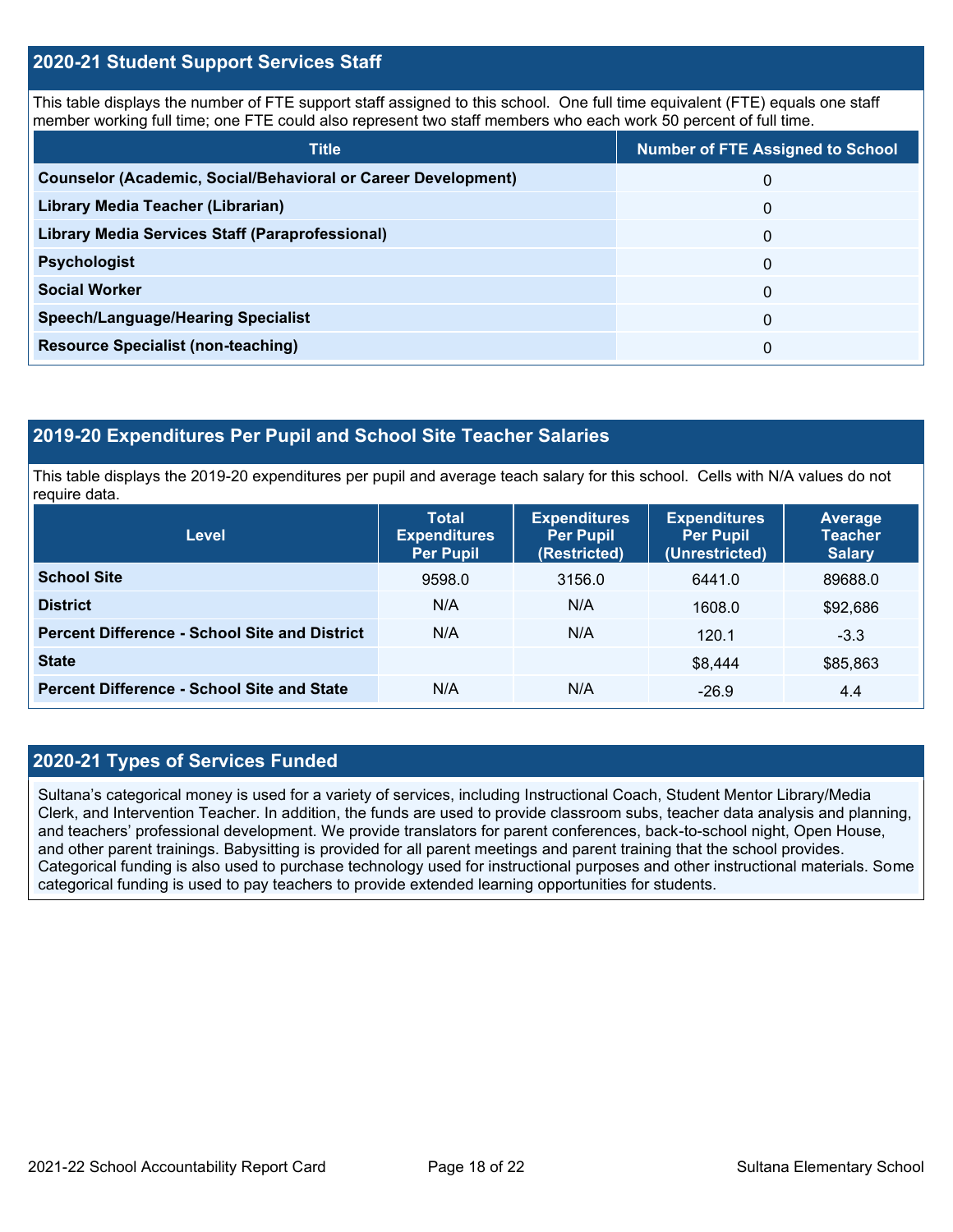## 2020-21 Student Support Services Staff

This table displays the number of FTE support staff assigned to this school. One full time equivalent (FTE) equals one staff member working full time; one FTE could also represent two staff members who each work 50 percent of full time.

| Title | Number of FTE Assigned to School |
|---|---|
| **Counselor (Academic, Social/Behavioral or Career Development)** | 0 |
| **Library Media Teacher (Librarian)** | 0 |
| **Library Media Services Staff (Paraprofessional)** | 0 |
| **Psychologist** | 0 |
| **Social Worker** | 0 |
| **Speech/Language/Hearing Specialist** | 0 |
| **Resource Specialist (non-teaching)** | 0 |

## 2019-20 Expenditures Per Pupil and School Site Teacher Salaries

This table displays the 2019-20 expenditures per pupil and average teach salary for this school. Cells with N/A values do not require data.

| Level | Total Expenditures Per Pupil | Expenditures Per Pupil (Restricted) | Expenditures Per Pupil (Unrestricted) | Average Teacher Salary |
|---|---|---|---|---|
| **School Site** | 9598.0 | 3156.0 | 6441.0 | 89688.0 |
| **District** | N/A | N/A | 1608.0 | $92,686 |
| **Percent Difference - School Site and District** | N/A | N/A | 120.1 | -3.3 |
| **State** | | | $8,444 | $85,863 |
| **Percent Difference - School Site and State** | N/A | N/A | -26.9 | 4.4 |

## 2020-21 Types of Services Funded

Sultana's categorical money is used for a variety of services, including Instructional Coach, Student Mentor Library/Media Clerk, and Intervention Teacher. In addition, the funds are used to provide classroom subs, teacher data analysis and planning, and teachers' professional development. We provide translators for parent conferences, back-to-school night, Open House, and other parent trainings. Babysitting is provided for all parent meetings and parent training that the school provides. Categorical funding is also used to purchase technology used for instructional purposes and other instructional materials. Some categorical funding is used to pay teachers to provide extended learning opportunities for students.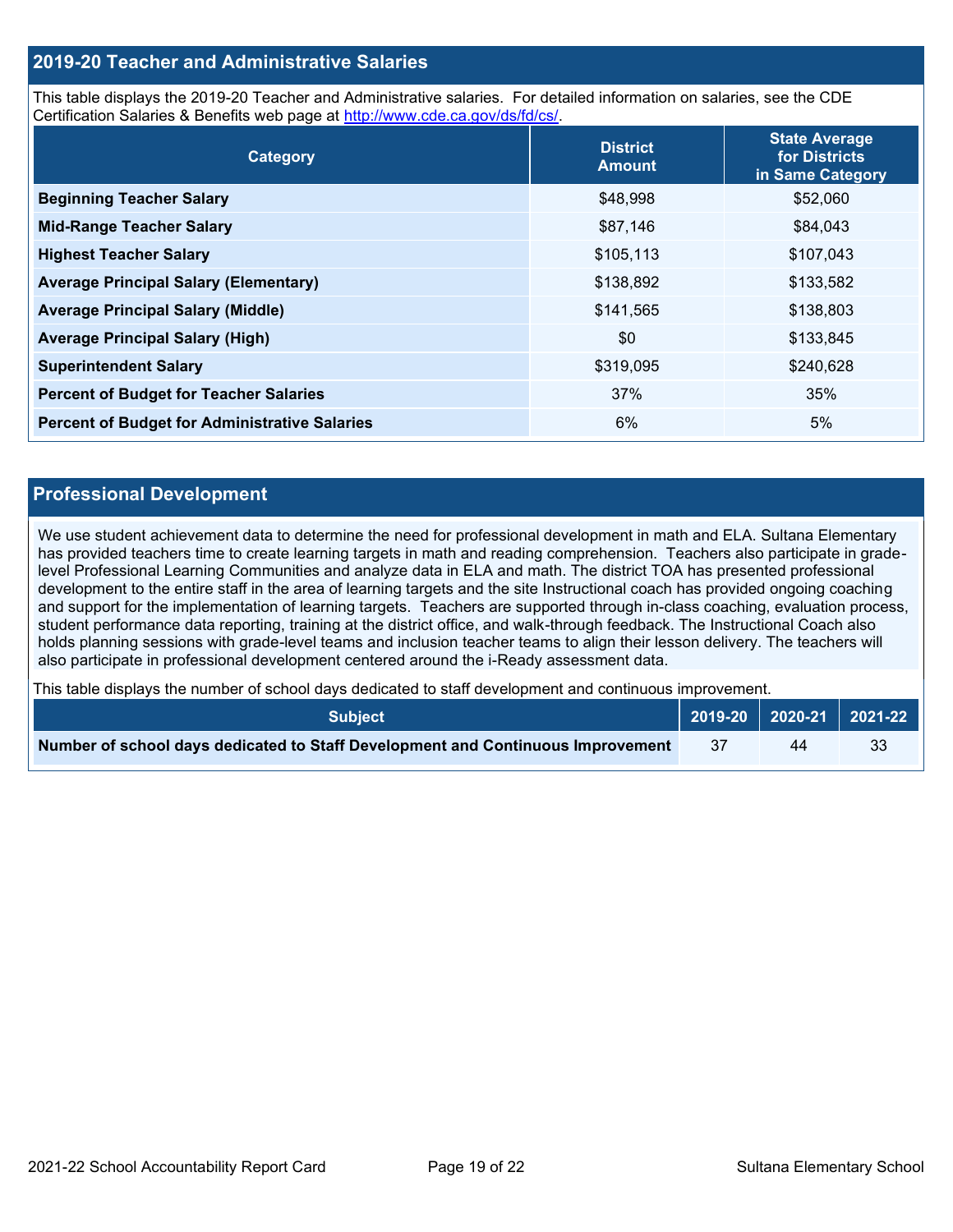## 2019-20 Teacher and Administrative Salaries

This table displays the 2019-20 Teacher and Administrative salaries. For detailed information on salaries, see the CDE Certification Salaries & Benefits web page at http://www.cde.ca.gov/ds/fd/cs/.

| Category | District Amount | State Average for Districts in Same Category |
|---|---|---|
| **Beginning Teacher Salary** | $48,998 | $52,060 |
| **Mid-Range Teacher Salary** | $87,146 | $84,043 |
| **Highest Teacher Salary** | $105,113 | $107,043 |
| **Average Principal Salary (Elementary)** | $138,892 | $133,582 |
| **Average Principal Salary (Middle)** | $141,565 | $138,803 |
| **Average Principal Salary (High)** | $0 | $133,845 |
| **Superintendent Salary** | $319,095 | $240,628 |
| **Percent of Budget for Teacher Salaries** | 37% | 35% |
| **Percent of Budget for Administrative Salaries** | 6% | 5% |

## Professional Development

We use student achievement data to determine the need for professional development in math and ELA. Sultana Elementary has provided teachers time to create learning targets in math and reading comprehension. Teachers also participate in grade-level Professional Learning Communities and analyze data in ELA and math. The district TOA has presented professional development to the entire staff in the area of learning targets and the site Instructional coach has provided ongoing coaching and support for the implementation of learning targets. Teachers are supported through in-class coaching, evaluation process, student performance data reporting, training at the district office, and walk-through feedback. The Instructional Coach also holds planning sessions with grade-level teams and inclusion teacher teams to align their lesson delivery. The teachers will also participate in professional development centered around the i-Ready assessment data.

This table displays the number of school days dedicated to staff development and continuous improvement.

| Subject | 2019-20 | 2020-21 | 2021-22 |
|---|---|---|---|
| **Number of school days dedicated to Staff Development and Continuous Improvement** | 37 | 44 | 33 |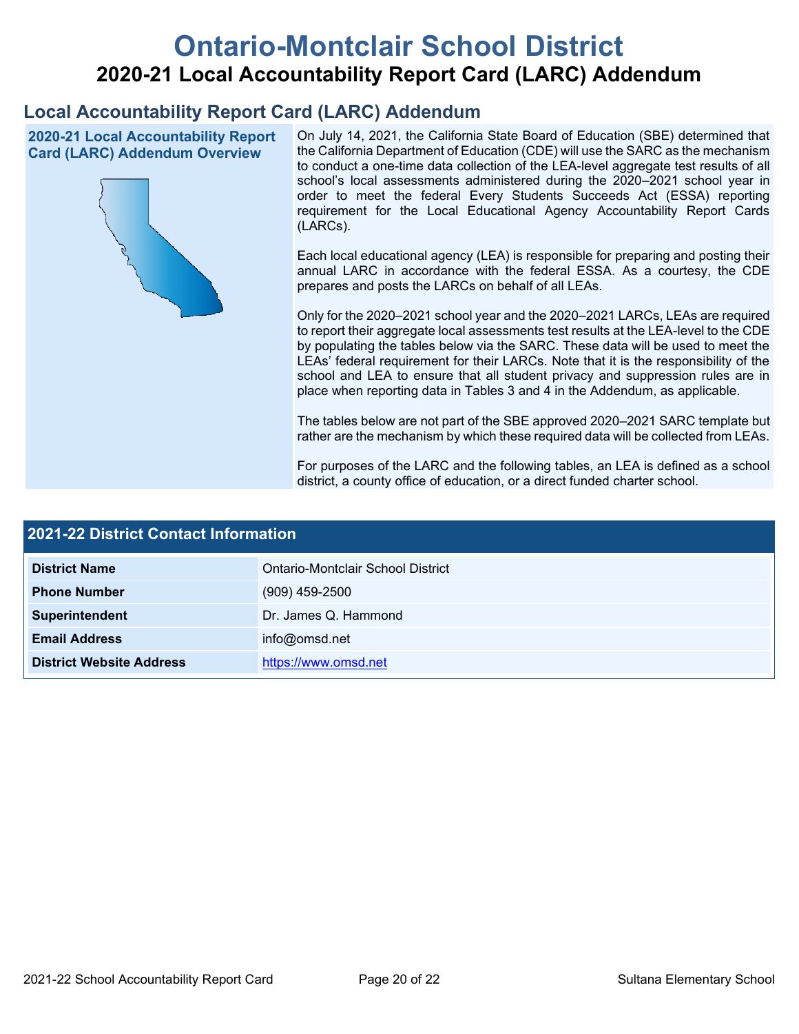# Ontario-Montclair School District

## 2020-21 Local Accountability Report Card (LARC) Addendum

## Local Accountability Report Card (LARC) Addendum

### 2020-21 Local Accountability Report Card (LARC) Addendum Overview

On July 14, 2021, the California State Board of Education (SBE) determined that the California Department of Education (CDE) will use the SARC as the mechanism to conduct a one-time data collection of the LEA-level aggregate test results of all school's local assessments administered during the 2020–2021 school year in order to meet the federal Every Students Succeeds Act (ESSA) reporting requirement for the Local Educational Agency Accountability Report Cards (LARCs).

Each local educational agency (LEA) is responsible for preparing and posting their annual LARC in accordance with the federal ESSA. As a courtesy, the CDE prepares and posts the LARCs on behalf of all LEAs.

Only for the 2020–2021 school year and the 2020–2021 LARCs, LEAs are required to report their aggregate local assessments test results at the LEA-level to the CDE by populating the tables below via the SARC. These data will be used to meet the LEAs' federal requirement for their LARCs. Note that it is the responsibility of the school and LEA to ensure that all student privacy and suppression rules are in place when reporting data in Tables 3 and 4 in the Addendum, as applicable.

The tables below are not part of the SBE approved 2020–2021 SARC template but rather are the mechanism by which these required data will be collected from LEAs.

For purposes of the LARC and the following tables, an LEA is defined as a school district, a county office of education, or a direct funded charter school.

| 2021-22 District Contact Information | |
|---|---|
| **District Name** | Ontario-Montclair School District |
| **Phone Number** | (909) 459-2500 |
| **Superintendent** | Dr. James Q. Hammond |
| **Email Address** | info@omsd.net |
| **District Website Address** | https://www.omsd.net |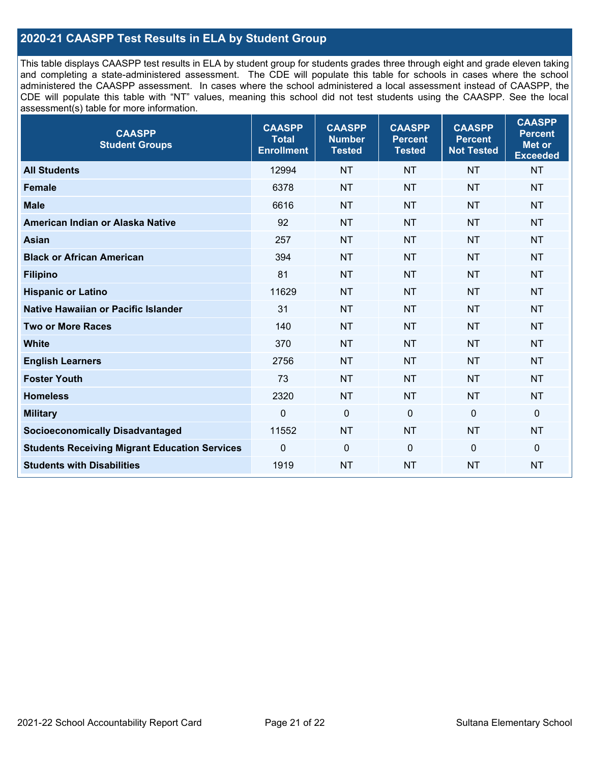## 2020-21 CAASPP Test Results in ELA by Student Group

This table displays CAASPP test results in ELA by student group for students grades three through eight and grade eleven taking and completing a state-administered assessment. The CDE will populate this table for schools in cases where the school administered the CAASPP assessment. In cases where the school administered a local assessment instead of CAASPP, the CDE will populate this table with "NT" values, meaning this school did not test students using the CAASPP. See the local assessment(s) table for more information.

| CAASPP Student Groups | CAASPP Total Enrollment | CAASPP Number Tested | CAASPP Percent Tested | CAASPP Percent Not Tested | CAASPP Percent Met or Exceeded |
|---|---|---|---|---|---|
| **All Students** | 12994 | NT | NT | NT | NT |
| **Female** | 6378 | NT | NT | NT | NT |
| **Male** | 6616 | NT | NT | NT | NT |
| **American Indian or Alaska Native** | 92 | NT | NT | NT | NT |
| **Asian** | 257 | NT | NT | NT | NT |
| **Black or African American** | 394 | NT | NT | NT | NT |
| **Filipino** | 81 | NT | NT | NT | NT |
| **Hispanic or Latino** | 11629 | NT | NT | NT | NT |
| **Native Hawaiian or Pacific Islander** | 31 | NT | NT | NT | NT |
| **Two or More Races** | 140 | NT | NT | NT | NT |
| **White** | 370 | NT | NT | NT | NT |
| **English Learners** | 2756 | NT | NT | NT | NT |
| **Foster Youth** | 73 | NT | NT | NT | NT |
| **Homeless** | 2320 | NT | NT | NT | NT |
| **Military** | 0 | 0 | 0 | 0 | 0 |
| **Socioeconomically Disadvantaged** | 11552 | NT | NT | NT | NT |
| **Students Receiving Migrant Education Services** | 0 | 0 | 0 | 0 | 0 |
| **Students with Disabilities** | 1919 | NT | NT | NT | NT |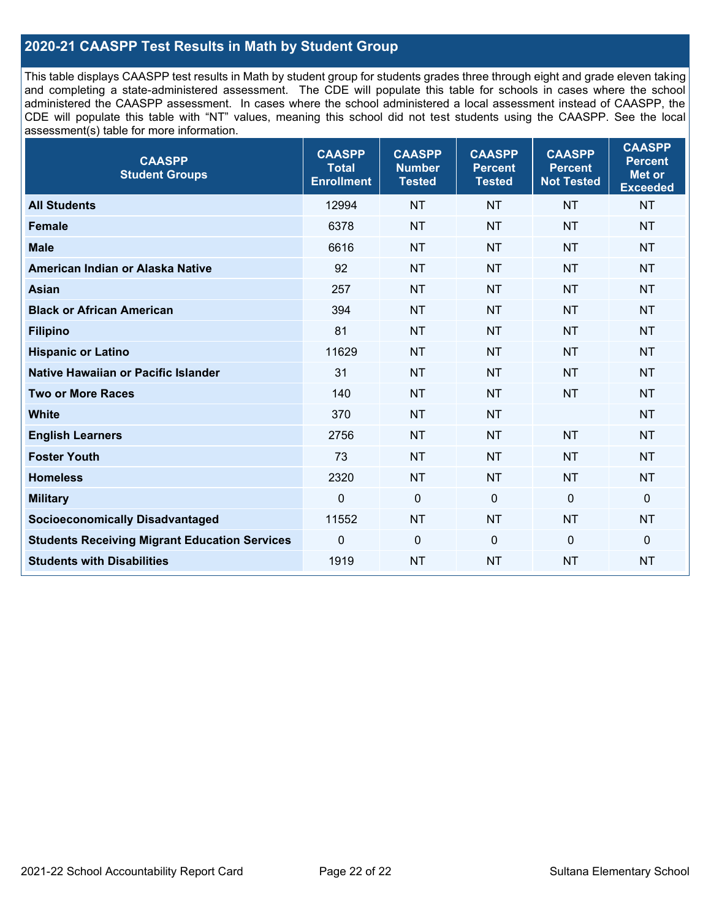## 2020-21 CAASPP Test Results in Math by Student Group

This table displays CAASPP test results in Math by student group for students grades three through eight and grade eleven taking and completing a state-administered assessment. The CDE will populate this table for schools in cases where the school administered the CAASPP assessment. In cases where the school administered a local assessment instead of CAASPP, the CDE will populate this table with "NT" values, meaning this school did not test students using the CAASPP. See the local assessment(s) table for more information.

| CAASPP Student Groups | CAASPP Total Enrollment | CAASPP Number Tested | CAASPP Percent Tested | CAASPP Percent Not Tested | CAASPP Percent Met or Exceeded |
|---|---|---|---|---|---|
| **All Students** | 12994 | NT | NT | NT | NT |
| **Female** | 6378 | NT | NT | NT | NT |
| **Male** | 6616 | NT | NT | NT | NT |
| **American Indian or Alaska Native** | 92 | NT | NT | NT | NT |
| **Asian** | 257 | NT | NT | NT | NT |
| **Black or African American** | 394 | NT | NT | NT | NT |
| **Filipino** | 81 | NT | NT | NT | NT |
| **Hispanic or Latino** | 11629 | NT | NT | NT | NT |
| **Native Hawaiian or Pacific Islander** | 31 | NT | NT | NT | NT |
| **Two or More Races** | 140 | NT | NT | NT | NT |
| **White** | 370 | NT | NT | | NT |
| **English Learners** | 2756 | NT | NT | NT | NT |
| **Foster Youth** | 73 | NT | NT | NT | NT |
| **Homeless** | 2320 | NT | NT | NT | NT |
| **Military** | 0 | 0 | 0 | 0 | 0 |
| **Socioeconomically Disadvantaged** | 11552 | NT | NT | NT | NT |
| **Students Receiving Migrant Education Services** | 0 | 0 | 0 | 0 | 0 |
| **Students with Disabilities** | 1919 | NT | NT | NT | NT |